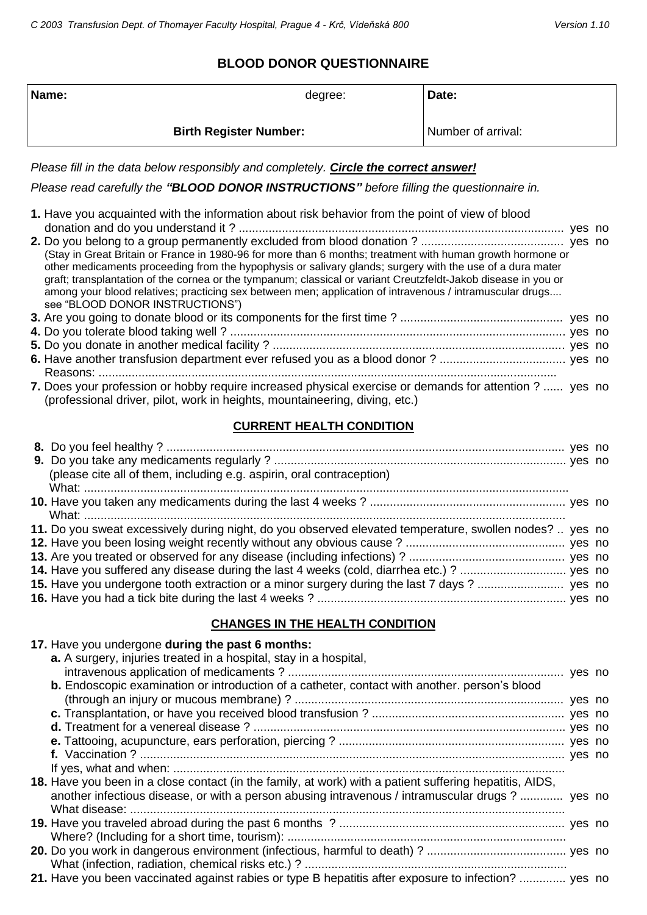# BLOOD DONOR QUESTIONNAIRE

| **Name:** degree: | **Date:** |
|---|---|
| **Birth Register Number:** | Number of arrival: |

*Please fill in the data below responsibly and completely.* ***Circle the correct answer!***

*Please read carefully the* ***"BLOOD DONOR INSTRUCTIONS"*** *before filling the questionnaire in.*

**1.** Have you acquainted with the information about risk behavior from the point of view of blood donation and do you understand it ? .......... yes no

**2.** Do you belong to a group permanently excluded from blood donation ? .......... yes no
(Stay in Great Britain or France in 1980-96 for more than 6 months; treatment with human growth hormone or other medicaments proceeding from the hypophysis or salivary glands; surgery with the use of a dura mater graft; transplantation of the cornea or the tympanum; classical or variant Creutzfeldt-Jakob disease in you or among your blood relatives; practicing sex between men; application of intravenous / intramuscular drugs.... see "BLOOD DONOR INSTRUCTIONS")

**3.** Are you going to donate blood or its components for the first time ? .......... yes no

**4.** Do you tolerate blood taking well ? .......... yes no

**5.** Do you donate in another medical facility ? .......... yes no

**6.** Have another transfusion department ever refused you as a blood donor ? .......... yes no
Reasons: ..........

**7.** Does your profession or hobby require increased physical exercise or demands for attention ? ...... yes no
(professional driver, pilot, work in heights, mountaineering, diving, etc.)

## CURRENT HEALTH CONDITION

**8.** Do you feel healthy ? .......... yes no

**9.** Do you take any medicaments regularly ? .......... yes no
(please cite all of them, including e.g. aspirin, oral contraception)
What: ..........

**10.** Have you taken any medicaments during the last 4 weeks ? .......... yes no
What: ..........

**11.** Do you sweat excessively during night, do you observed elevated temperature, swollen nodes? .. yes no

**12.** Have you been losing weight recently without any obvious cause ? .......... yes no

**13.** Are you treated or observed for any disease (including infections) ? .......... yes no

**14.** Have you suffered any disease during the last 4 weeks (cold, diarrhea etc.) ? .......... yes no

**15.** Have you undergone tooth extraction or a minor surgery during the last 7 days ? .......... yes no

**16.** Have you had a tick bite during the last 4 weeks ? .......... yes no

## CHANGES IN THE HEALTH CONDITION

**17.** Have you undergone **during the past 6 months:**

- **a.** A surgery, injuries treated in a hospital, stay in a hospital, intravenous application of medicaments ? .......... yes no
- **b.** Endoscopic examination or introduction of a catheter, contact with another. person's blood (through an injury or mucous membrane) ? .......... yes no
- **c.** Transplantation, or have you received blood transfusion ? .......... yes no
- **d.** Treatment for a venereal disease ? .......... yes no
- **e.** Tattooing, acupuncture, ears perforation, piercing ? .......... yes no
- **f.** Vaccination ? .......... yes no

If yes, what and when: ..........

**18.** Have you been in a close contact (in the family, at work) with a patient suffering hepatitis, AIDS, another infectious disease, or with a person abusing intravenous / intramuscular drugs ? .......... yes no
What disease: ..........

**19.** Have you traveled abroad during the past 6 months ? .......... yes no
Where? (Including for a short time, tourism): ..........

**20.** Do you work in dangerous environment (infectious, harmful to death) ? .......... yes no
What (infection, radiation, chemical risks etc.) ? ..........

**21.** Have you been vaccinated against rabies or type B hepatitis after exposure to infection? .......... yes no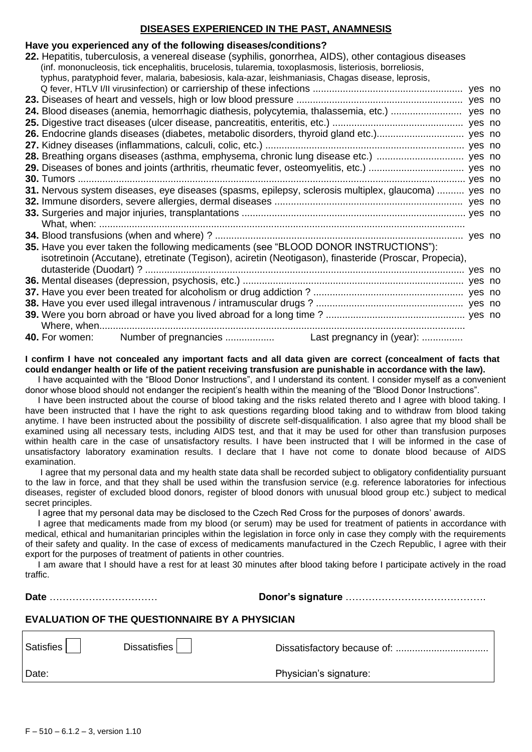## DISEASES EXPERIENCED IN THE PAST, ANAMNESIS

**Have you experienced any of the following diseases/conditions?**

**22.** Hepatitis, tuberculosis, a venereal disease (syphilis, gonorrhea, AIDS), other contagious diseases (inf. mononucleosis, tick encephalitis, brucelosis, tularemia, toxoplasmosis, listeriosis, borreliosis, typhus, paratyphoid fever, malaria, babesiosis, kala-azar, leishmaniasis, Chagas disease, leprosis, Q fever, HTLV I/II virusinfection) or carriership of these infections ........................................................ yes no

**23.** Diseases of heart and vessels, high or low blood pressure ............................................................. yes no

**24.** Blood diseases (anemia, hemorrhagic diathesis, polycytemia, thalassemia, etc.) .......................... yes no

**25.** Digestive tract diseases (ulcer disease, pancreatitis, enteritis, etc.) ................................................ yes no

**26.** Endocrine glands diseases (diabetes, metabolic disorders, thyroid gland etc.)................................ yes no

**27.** Kidney diseases (inflammations, calculi, colic, etc.) ......................................................................... yes no

**28.** Breathing organs diseases (asthma, emphysema, chronic lung disease etc.) ................................ yes no

**29.** Diseases of bones and joints (arthritis, rheumatic fever, osteomyelitis, etc.) ................................... yes no

**30.** Tumors ............................................................................................................................................. yes no

**31.** Nervous system diseases, eye diseases (spasms, epilepsy, sclerosis multiplex, glaucoma) .......... yes no

**32.** Immune disorders, severe allergies, dermal diseases ..................................................................... yes no

**33.** Surgeries and major injuries, transplantations .................................................................................. yes no

What, when: ......................................................................................................................................

**34.** Blood transfusions (when and where) ? ........................................................................................... yes no

**35.** Have you ever taken the following medicaments (see "BLOOD DONOR INSTRUCTIONS"): isotretinoin (Accutane), etretinate (Tegison), acitretin (Neotigason), finasteride (Proscar, Propecia), dutasteride (Duodart) ? ..................................................................................................................... yes no

**36.** Mental diseases (depression, psychosis, etc.) ................................................................................. yes no

**37.** Have you ever been treated for alcoholism or drug addiction ? ........................................................ yes no

**38.** Have you ever used illegal intravenous / intramuscular drugs ? ...................................................... yes no

**39.** Were you born abroad or have you lived abroad for a long time ? ................................................... yes no

Where, when.......................................................................................................................................

**40.** For women: Number of pregnancies .................. Last pregnancy in (year): ...............

**I confirm I have not concealed any important facts and all data given are correct (concealment of facts that could endanger health or life of the patient receiving transfusion are punishable in accordance with the law).**

I have acquainted with the "Blood Donor Instructions", and I understand its content. I consider myself as a convenient donor whose blood should not endanger the recipient's health within the meaning of the "Blood Donor Instructions".

I have been instructed about the course of blood taking and the risks related thereto and I agree with blood taking. I have been instructed that I have the right to ask questions regarding blood taking and to withdraw from blood taking anytime. I have been instructed about the possibility of discrete self-disqualification. I also agree that my blood shall be examined using all necessary tests, including AIDS test, and that it may be used for other than transfusion purposes within health care in the case of unsatisfactory results. I have been instructed that I will be informed in the case of unsatisfactory laboratory examination results. I declare that I have not come to donate blood because of AIDS examination.

I agree that my personal data and my health state data shall be recorded subject to obligatory confidentiality pursuant to the law in force, and that they shall be used within the transfusion service (e.g. reference laboratories for infectious diseases, register of excluded blood donors, register of blood donors with unusual blood group etc.) subject to medical secret principles.

I agree that my personal data may be disclosed to the Czech Red Cross for the purposes of donors' awards.

I agree that medicaments made from my blood (or serum) may be used for treatment of patients in accordance with medical, ethical and humanitarian principles within the legislation in force only in case they comply with the requirements of their safety and quality. In the case of excess of medicaments manufactured in the Czech Republic, I agree with their export for the purposes of treatment of patients in other countries.

I am aware that I should have a rest for at least 30 minutes after blood taking before I participate actively in the road traffic.

**Date** …………………………… **Donor's signature** …………………………………….

### EVALUATION OF THE QUESTIONNAIRE BY A PHYSICIAN

| | | |
|---|---|---|
| Satisfies ☐ | Dissatisfies ☐ | Dissatisfactory because of: .................................. |
| Date: | | Physician's signature: |

F – 510 – 6.1.2 – 3, version 1.10